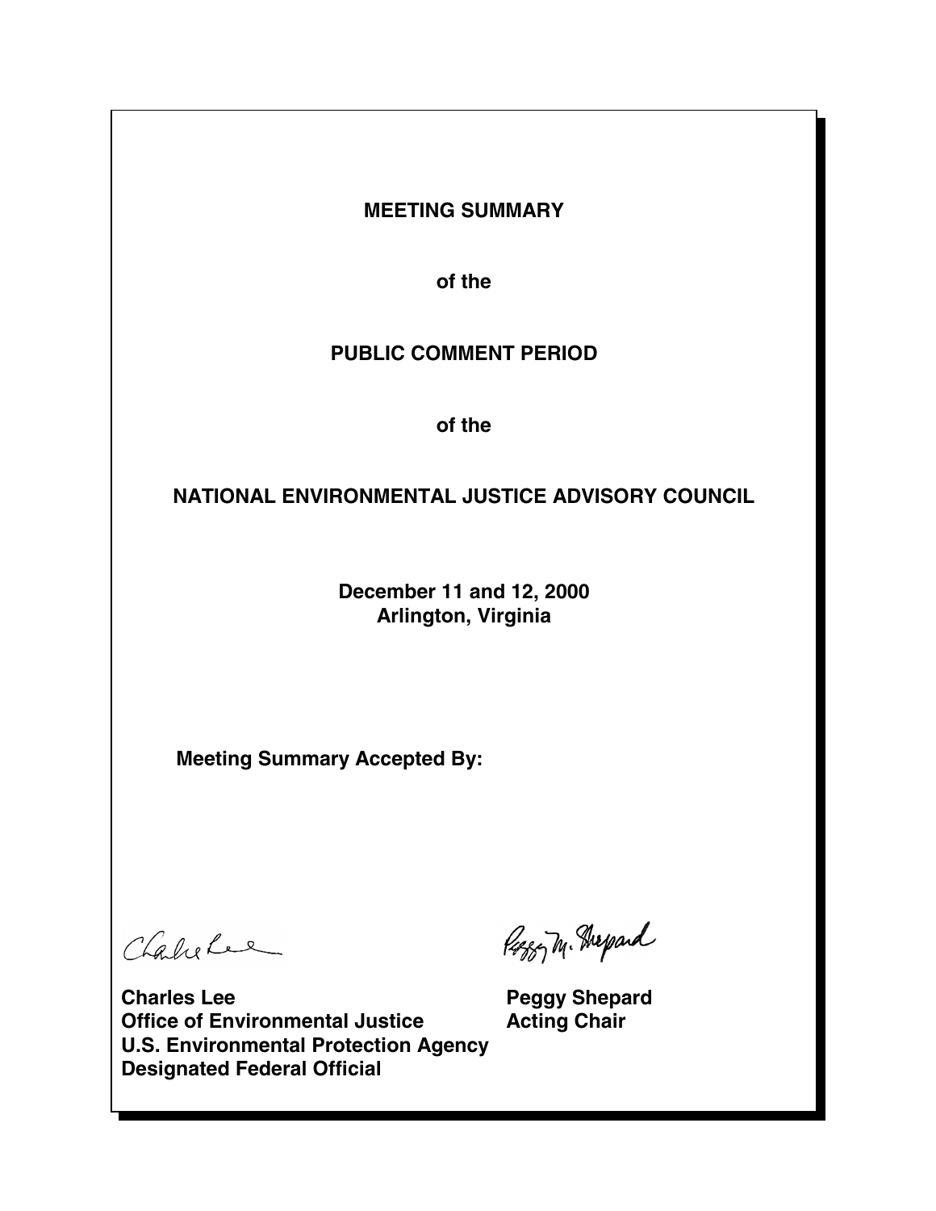**MEETING SUMMARY**

**of the**

**PUBLIC COMMENT PERIOD**

**of the**

**NATIONAL ENVIRONMENTAL JUSTICE ADVISORY COUNCIL**

**December 11 and 12, 2000**
**Arlington, Virginia**

**Meeting Summary Accepted By:**

| | |
|---|---|
| **Charles Lee** | **Peggy Shepard** |
| **Office of Environmental Justice** | **Acting Chair** |
| **U.S. Environmental Protection Agency** | |
| **Designated Federal Official** | |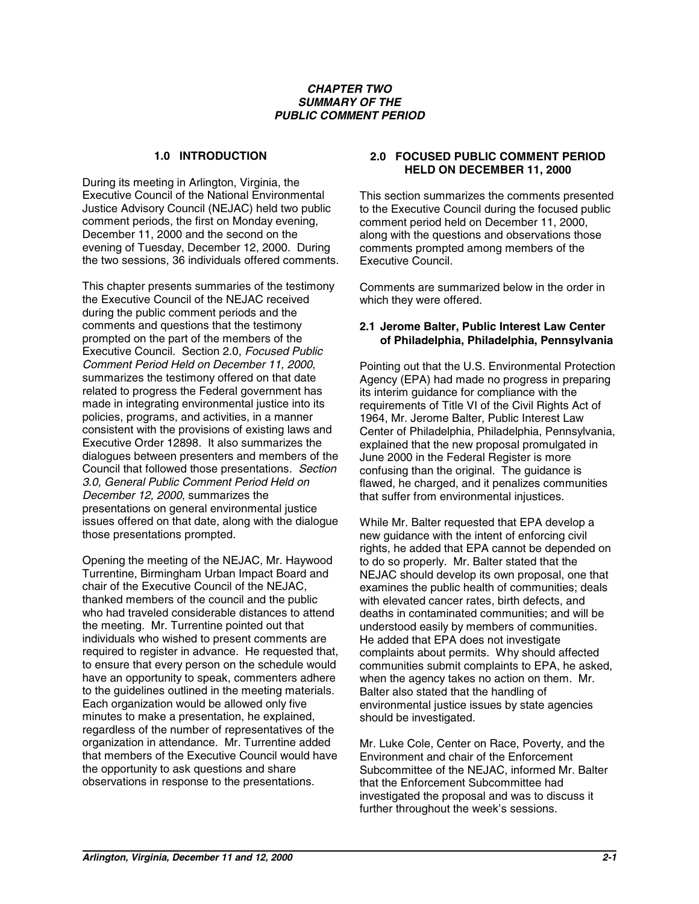# CHAPTER TWO
# SUMMARY OF THE PUBLIC COMMENT PERIOD

## 1.0 INTRODUCTION

During its meeting in Arlington, Virginia, the Executive Council of the National Environmental Justice Advisory Council (NEJAC) held two public comment periods, the first on Monday evening, December 11, 2000 and the second on the evening of Tuesday, December 12, 2000. During the two sessions, 36 individuals offered comments.

This chapter presents summaries of the testimony the Executive Council of the NEJAC received during the public comment periods and the comments and questions that the testimony prompted on the part of the members of the Executive Council. Section 2.0, *Focused Public Comment Period Held on December 11, 2000*, summarizes the testimony offered on that date related to progress the Federal government has made in integrating environmental justice into its policies, programs, and activities, in a manner consistent with the provisions of existing laws and Executive Order 12898. It also summarizes the dialogues between presenters and members of the Council that followed those presentations. *Section 3.0, General Public Comment Period Held on December 12, 2000*, summarizes the presentations on general environmental justice issues offered on that date, along with the dialogue those presentations prompted.

Opening the meeting of the NEJAC, Mr. Haywood Turrentine, Birmingham Urban Impact Board and chair of the Executive Council of the NEJAC, thanked members of the council and the public who had traveled considerable distances to attend the meeting. Mr. Turrentine pointed out that individuals who wished to present comments are required to register in advance. He requested that, to ensure that every person on the schedule would have an opportunity to speak, commenters adhere to the guidelines outlined in the meeting materials. Each organization would be allowed only five minutes to make a presentation, he explained, regardless of the number of representatives of the organization in attendance. Mr. Turrentine added that members of the Executive Council would have the opportunity to ask questions and share observations in response to the presentations.

## 2.0 FOCUSED PUBLIC COMMENT PERIOD HELD ON DECEMBER 11, 2000

This section summarizes the comments presented to the Executive Council during the focused public comment period held on December 11, 2000, along with the questions and observations those comments prompted among members of the Executive Council.

Comments are summarized below in the order in which they were offered.

### 2.1 Jerome Balter, Public Interest Law Center of Philadelphia, Philadelphia, Pennsylvania

Pointing out that the U.S. Environmental Protection Agency (EPA) had made no progress in preparing its interim guidance for compliance with the requirements of Title VI of the Civil Rights Act of 1964, Mr. Jerome Balter, Public Interest Law Center of Philadelphia, Philadelphia, Pennsylvania, explained that the new proposal promulgated in June 2000 in the Federal Register is more confusing than the original. The guidance is flawed, he charged, and it penalizes communities that suffer from environmental injustices.

While Mr. Balter requested that EPA develop a new guidance with the intent of enforcing civil rights, he added that EPA cannot be depended on to do so properly. Mr. Balter stated that the NEJAC should develop its own proposal, one that examines the public health of communities; deals with elevated cancer rates, birth defects, and deaths in contaminated communities; and will be understood easily by members of communities. He added that EPA does not investigate complaints about permits. Why should affected communities submit complaints to EPA, he asked, when the agency takes no action on them. Mr. Balter also stated that the handling of environmental justice issues by state agencies should be investigated.

Mr. Luke Cole, Center on Race, Poverty, and the Environment and chair of the Enforcement Subcommittee of the NEJAC, informed Mr. Balter that the Enforcement Subcommittee had investigated the proposal and was to discuss it further throughout the week's sessions.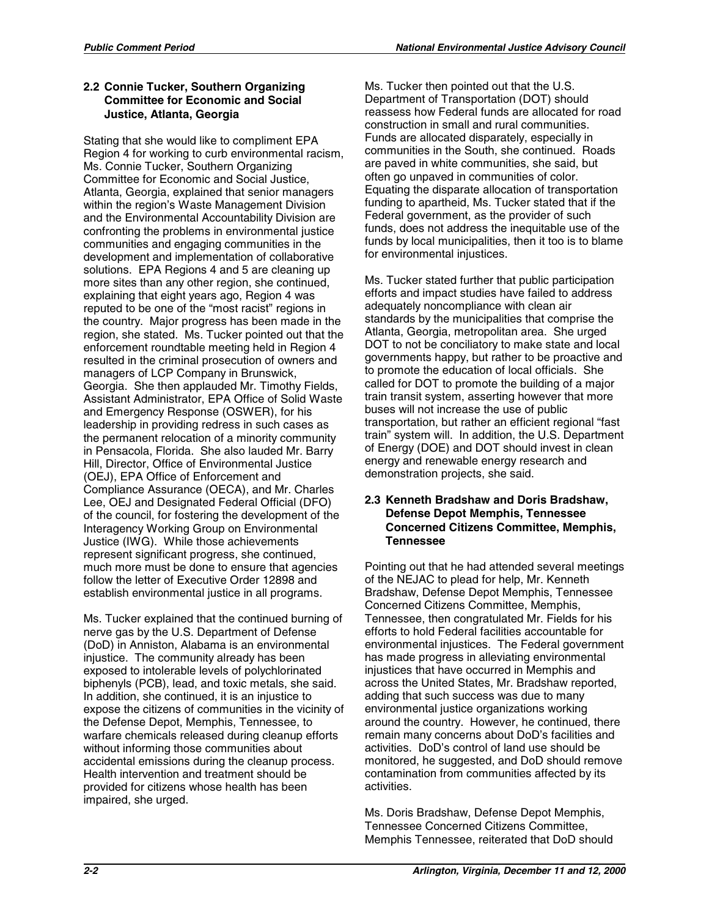### 2.2 Connie Tucker, Southern Organizing Committee for Economic and Social Justice, Atlanta, Georgia

Stating that she would like to compliment EPA Region 4 for working to curb environmental racism, Ms. Connie Tucker, Southern Organizing Committee for Economic and Social Justice, Atlanta, Georgia, explained that senior managers within the region's Waste Management Division and the Environmental Accountability Division are confronting the problems in environmental justice communities and engaging communities in the development and implementation of collaborative solutions. EPA Regions 4 and 5 are cleaning up more sites than any other region, she continued, explaining that eight years ago, Region 4 was reputed to be one of the "most racist" regions in the country. Major progress has been made in the region, she stated. Ms. Tucker pointed out that the enforcement roundtable meeting held in Region 4 resulted in the criminal prosecution of owners and managers of LCP Company in Brunswick, Georgia. She then applauded Mr. Timothy Fields, Assistant Administrator, EPA Office of Solid Waste and Emergency Response (OSWER), for his leadership in providing redress in such cases as the permanent relocation of a minority community in Pensacola, Florida. She also lauded Mr. Barry Hill, Director, Office of Environmental Justice (OEJ), EPA Office of Enforcement and Compliance Assurance (OECA), and Mr. Charles Lee, OEJ and Designated Federal Official (DFO) of the council, for fostering the development of the Interagency Working Group on Environmental Justice (IWG). While those achievements represent significant progress, she continued, much more must be done to ensure that agencies follow the letter of Executive Order 12898 and establish environmental justice in all programs.

Ms. Tucker explained that the continued burning of nerve gas by the U.S. Department of Defense (DoD) in Anniston, Alabama is an environmental injustice. The community already has been exposed to intolerable levels of polychlorinated biphenyls (PCB), lead, and toxic metals, she said. In addition, she continued, it is an injustice to expose the citizens of communities in the vicinity of the Defense Depot, Memphis, Tennessee, to warfare chemicals released during cleanup efforts without informing those communities about accidental emissions during the cleanup process. Health intervention and treatment should be provided for citizens whose health has been impaired, she urged.

Ms. Tucker then pointed out that the U.S. Department of Transportation (DOT) should reassess how Federal funds are allocated for road construction in small and rural communities. Funds are allocated disparately, especially in communities in the South, she continued. Roads are paved in white communities, she said, but often go unpaved in communities of color. Equating the disparate allocation of transportation funding to apartheid, Ms. Tucker stated that if the Federal government, as the provider of such funds, does not address the inequitable use of the funds by local municipalities, then it too is to blame for environmental injustices.

Ms. Tucker stated further that public participation efforts and impact studies have failed to address adequately noncompliance with clean air standards by the municipalities that comprise the Atlanta, Georgia, metropolitan area. She urged DOT to not be conciliatory to make state and local governments happy, but rather to be proactive and to promote the education of local officials. She called for DOT to promote the building of a major train transit system, asserting however that more buses will not increase the use of public transportation, but rather an efficient regional "fast train" system will. In addition, the U.S. Department of Energy (DOE) and DOT should invest in clean energy and renewable energy research and demonstration projects, she said.

### 2.3 Kenneth Bradshaw and Doris Bradshaw, Defense Depot Memphis, Tennessee Concerned Citizens Committee, Memphis, Tennessee

Pointing out that he had attended several meetings of the NEJAC to plead for help, Mr. Kenneth Bradshaw, Defense Depot Memphis, Tennessee Concerned Citizens Committee, Memphis, Tennessee, then congratulated Mr. Fields for his efforts to hold Federal facilities accountable for environmental injustices. The Federal government has made progress in alleviating environmental injustices that have occurred in Memphis and across the United States, Mr. Bradshaw reported, adding that such success was due to many environmental justice organizations working around the country. However, he continued, there remain many concerns about DoD's facilities and activities. DoD's control of land use should be monitored, he suggested, and DoD should remove contamination from communities affected by its activities.

Ms. Doris Bradshaw, Defense Depot Memphis, Tennessee Concerned Citizens Committee, Memphis Tennessee, reiterated that DoD should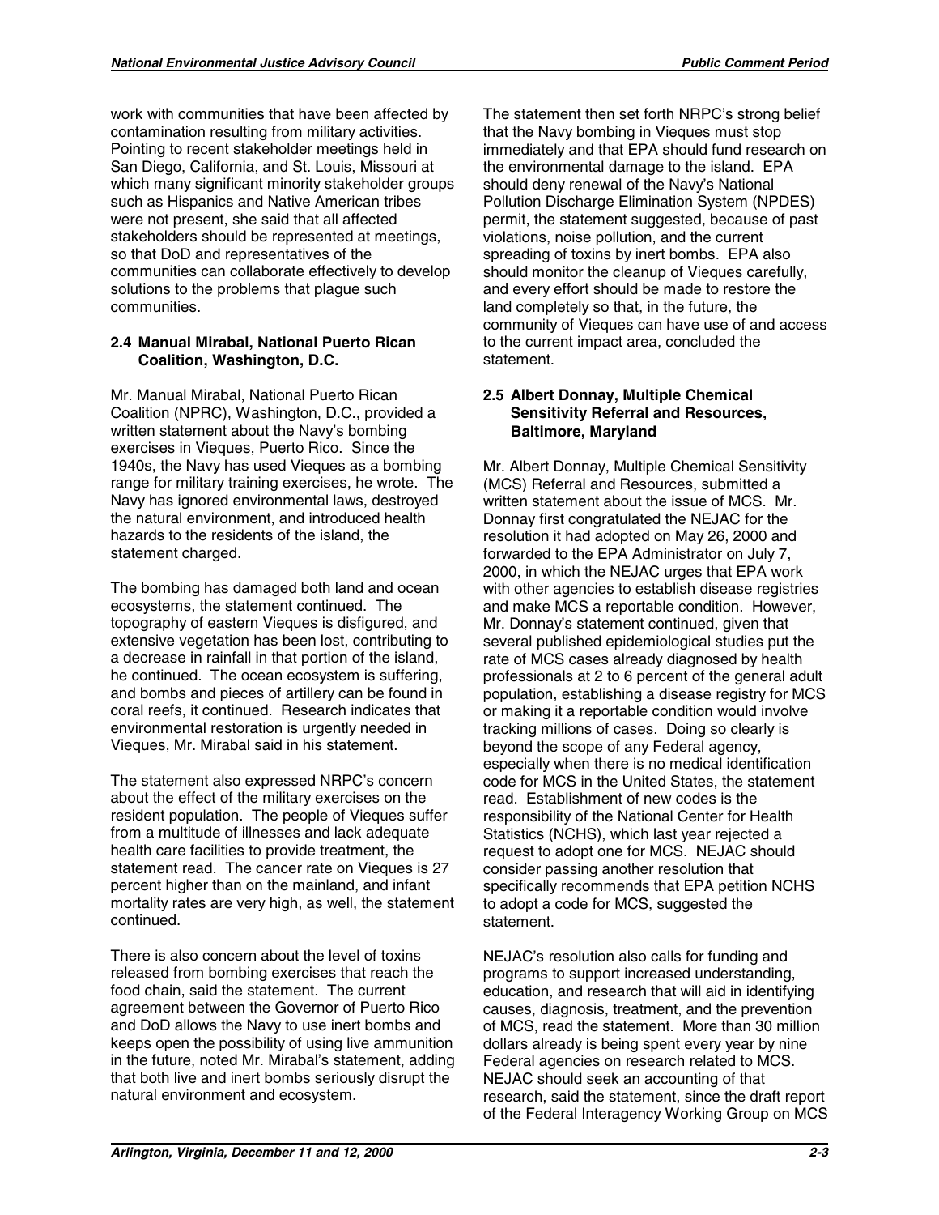work with communities that have been affected by contamination resulting from military activities. Pointing to recent stakeholder meetings held in San Diego, California, and St. Louis, Missouri at which many significant minority stakeholder groups such as Hispanics and Native American tribes were not present, she said that all affected stakeholders should be represented at meetings, so that DoD and representatives of the communities can collaborate effectively to develop solutions to the problems that plague such communities.

### 2.4 Manual Mirabal, National Puerto Rican Coalition, Washington, D.C.

Mr. Manual Mirabal, National Puerto Rican Coalition (NPRC), Washington, D.C., provided a written statement about the Navy's bombing exercises in Vieques, Puerto Rico. Since the 1940s, the Navy has used Vieques as a bombing range for military training exercises, he wrote. The Navy has ignored environmental laws, destroyed the natural environment, and introduced health hazards to the residents of the island, the statement charged.

The bombing has damaged both land and ocean ecosystems, the statement continued. The topography of eastern Vieques is disfigured, and extensive vegetation has been lost, contributing to a decrease in rainfall in that portion of the island, he continued. The ocean ecosystem is suffering, and bombs and pieces of artillery can be found in coral reefs, it continued. Research indicates that environmental restoration is urgently needed in Vieques, Mr. Mirabal said in his statement.

The statement also expressed NRPC's concern about the effect of the military exercises on the resident population. The people of Vieques suffer from a multitude of illnesses and lack adequate health care facilities to provide treatment, the statement read. The cancer rate on Vieques is 27 percent higher than on the mainland, and infant mortality rates are very high, as well, the statement continued.

There is also concern about the level of toxins released from bombing exercises that reach the food chain, said the statement. The current agreement between the Governor of Puerto Rico and DoD allows the Navy to use inert bombs and keeps open the possibility of using live ammunition in the future, noted Mr. Mirabal's statement, adding that both live and inert bombs seriously disrupt the natural environment and ecosystem.

The statement then set forth NRPC's strong belief that the Navy bombing in Vieques must stop immediately and that EPA should fund research on the environmental damage to the island. EPA should deny renewal of the Navy's National Pollution Discharge Elimination System (NPDES) permit, the statement suggested, because of past violations, noise pollution, and the current spreading of toxins by inert bombs. EPA also should monitor the cleanup of Vieques carefully, and every effort should be made to restore the land completely so that, in the future, the community of Vieques can have use of and access to the current impact area, concluded the statement.

### 2.5 Albert Donnay, Multiple Chemical Sensitivity Referral and Resources, Baltimore, Maryland

Mr. Albert Donnay, Multiple Chemical Sensitivity (MCS) Referral and Resources, submitted a written statement about the issue of MCS. Mr. Donnay first congratulated the NEJAC for the resolution it had adopted on May 26, 2000 and forwarded to the EPA Administrator on July 7, 2000, in which the NEJAC urges that EPA work with other agencies to establish disease registries and make MCS a reportable condition. However, Mr. Donnay's statement continued, given that several published epidemiological studies put the rate of MCS cases already diagnosed by health professionals at 2 to 6 percent of the general adult population, establishing a disease registry for MCS or making it a reportable condition would involve tracking millions of cases. Doing so clearly is beyond the scope of any Federal agency, especially when there is no medical identification code for MCS in the United States, the statement read. Establishment of new codes is the responsibility of the National Center for Health Statistics (NCHS), which last year rejected a request to adopt one for MCS. NEJAC should consider passing another resolution that specifically recommends that EPA petition NCHS to adopt a code for MCS, suggested the statement.

NEJAC's resolution also calls for funding and programs to support increased understanding, education, and research that will aid in identifying causes, diagnosis, treatment, and the prevention of MCS, read the statement. More than 30 million dollars already is being spent every year by nine Federal agencies on research related to MCS. NEJAC should seek an accounting of that research, said the statement, since the draft report of the Federal Interagency Working Group on MCS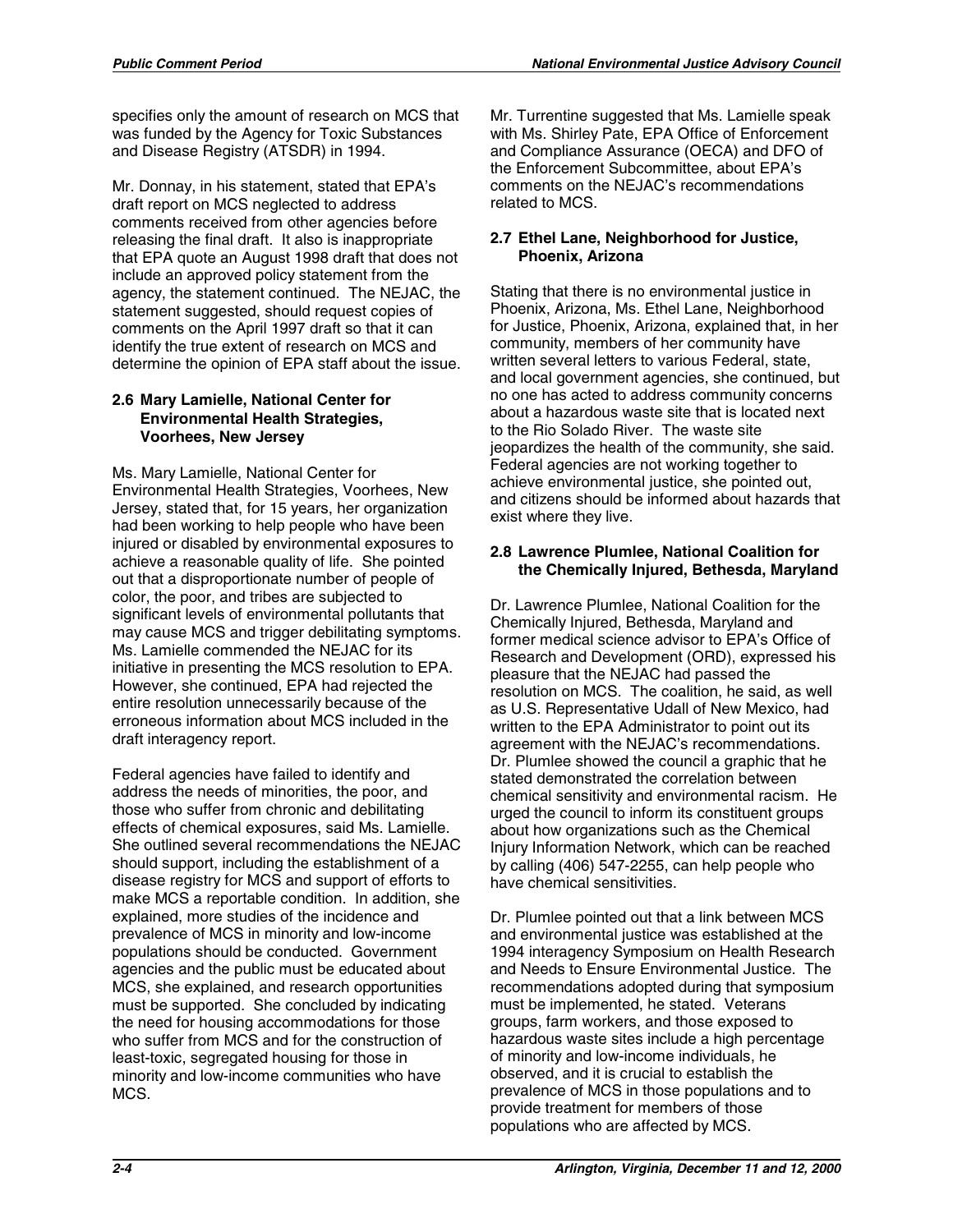specifies only the amount of research on MCS that was funded by the Agency for Toxic Substances and Disease Registry (ATSDR) in 1994.

Mr. Donnay, in his statement, stated that EPA's draft report on MCS neglected to address comments received from other agencies before releasing the final draft. It also is inappropriate that EPA quote an August 1998 draft that does not include an approved policy statement from the agency, the statement continued. The NEJAC, the statement suggested, should request copies of comments on the April 1997 draft so that it can identify the true extent of research on MCS and determine the opinion of EPA staff about the issue.

### 2.6 Mary Lamielle, National Center for Environmental Health Strategies, Voorhees, New Jersey

Ms. Mary Lamielle, National Center for Environmental Health Strategies, Voorhees, New Jersey, stated that, for 15 years, her organization had been working to help people who have been injured or disabled by environmental exposures to achieve a reasonable quality of life. She pointed out that a disproportionate number of people of color, the poor, and tribes are subjected to significant levels of environmental pollutants that may cause MCS and trigger debilitating symptoms. Ms. Lamielle commended the NEJAC for its initiative in presenting the MCS resolution to EPA. However, she continued, EPA had rejected the entire resolution unnecessarily because of the erroneous information about MCS included in the draft interagency report.

Federal agencies have failed to identify and address the needs of minorities, the poor, and those who suffer from chronic and debilitating effects of chemical exposures, said Ms. Lamielle. She outlined several recommendations the NEJAC should support, including the establishment of a disease registry for MCS and support of efforts to make MCS a reportable condition. In addition, she explained, more studies of the incidence and prevalence of MCS in minority and low-income populations should be conducted. Government agencies and the public must be educated about MCS, she explained, and research opportunities must be supported. She concluded by indicating the need for housing accommodations for those who suffer from MCS and for the construction of least-toxic, segregated housing for those in minority and low-income communities who have MCS.

Mr. Turrentine suggested that Ms. Lamielle speak with Ms. Shirley Pate, EPA Office of Enforcement and Compliance Assurance (OECA) and DFO of the Enforcement Subcommittee, about EPA's comments on the NEJAC's recommendations related to MCS.

### 2.7 Ethel Lane, Neighborhood for Justice, Phoenix, Arizona

Stating that there is no environmental justice in Phoenix, Arizona, Ms. Ethel Lane, Neighborhood for Justice, Phoenix, Arizona, explained that, in her community, members of her community have written several letters to various Federal, state, and local government agencies, she continued, but no one has acted to address community concerns about a hazardous waste site that is located next to the Rio Solado River. The waste site jeopardizes the health of the community, she said. Federal agencies are not working together to achieve environmental justice, she pointed out, and citizens should be informed about hazards that exist where they live.

### 2.8 Lawrence Plumlee, National Coalition for the Chemically Injured, Bethesda, Maryland

Dr. Lawrence Plumlee, National Coalition for the Chemically Injured, Bethesda, Maryland and former medical science advisor to EPA's Office of Research and Development (ORD), expressed his pleasure that the NEJAC had passed the resolution on MCS. The coalition, he said, as well as U.S. Representative Udall of New Mexico, had written to the EPA Administrator to point out its agreement with the NEJAC's recommendations. Dr. Plumlee showed the council a graphic that he stated demonstrated the correlation between chemical sensitivity and environmental racism. He urged the council to inform its constituent groups about how organizations such as the Chemical Injury Information Network, which can be reached by calling (406) 547-2255, can help people who have chemical sensitivities.

Dr. Plumlee pointed out that a link between MCS and environmental justice was established at the 1994 interagency Symposium on Health Research and Needs to Ensure Environmental Justice. The recommendations adopted during that symposium must be implemented, he stated. Veterans groups, farm workers, and those exposed to hazardous waste sites include a high percentage of minority and low-income individuals, he observed, and it is crucial to establish the prevalence of MCS in those populations and to provide treatment for members of those populations who are affected by MCS.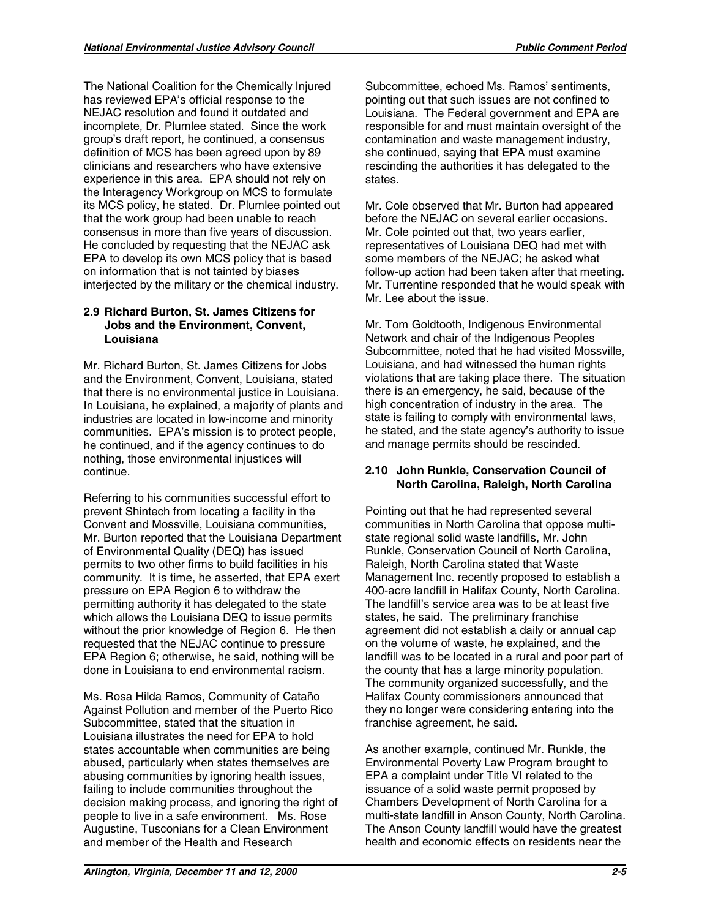The National Coalition for the Chemically Injured has reviewed EPA's official response to the NEJAC resolution and found it outdated and incomplete, Dr. Plumlee stated. Since the work group's draft report, he continued, a consensus definition of MCS has been agreed upon by 89 clinicians and researchers who have extensive experience in this area. EPA should not rely on the Interagency Workgroup on MCS to formulate its MCS policy, he stated. Dr. Plumlee pointed out that the work group had been unable to reach consensus in more than five years of discussion. He concluded by requesting that the NEJAC ask EPA to develop its own MCS policy that is based on information that is not tainted by biases interjected by the military or the chemical industry.

### 2.9 Richard Burton, St. James Citizens for Jobs and the Environment, Convent, Louisiana

Mr. Richard Burton, St. James Citizens for Jobs and the Environment, Convent, Louisiana, stated that there is no environmental justice in Louisiana. In Louisiana, he explained, a majority of plants and industries are located in low-income and minority communities. EPA's mission is to protect people, he continued, and if the agency continues to do nothing, those environmental injustices will continue.

Referring to his communities successful effort to prevent Shintech from locating a facility in the Convent and Mossville, Louisiana communities, Mr. Burton reported that the Louisiana Department of Environmental Quality (DEQ) has issued permits to two other firms to build facilities in his community. It is time, he asserted, that EPA exert pressure on EPA Region 6 to withdraw the permitting authority it has delegated to the state which allows the Louisiana DEQ to issue permits without the prior knowledge of Region 6. He then requested that the NEJAC continue to pressure EPA Region 6; otherwise, he said, nothing will be done in Louisiana to end environmental racism.

Ms. Rosa Hilda Ramos, Community of Cataño Against Pollution and member of the Puerto Rico Subcommittee, stated that the situation in Louisiana illustrates the need for EPA to hold states accountable when communities are being abused, particularly when states themselves are abusing communities by ignoring health issues, failing to include communities throughout the decision making process, and ignoring the right of people to live in a safe environment. Ms. Rose Augustine, Tusconians for a Clean Environment and member of the Health and Research Subcommittee, echoed Ms. Ramos' sentiments, pointing out that such issues are not confined to Louisiana. The Federal government and EPA are responsible for and must maintain oversight of the contamination and waste management industry, she continued, saying that EPA must examine rescinding the authorities it has delegated to the states.

Mr. Cole observed that Mr. Burton had appeared before the NEJAC on several earlier occasions. Mr. Cole pointed out that, two years earlier, representatives of Louisiana DEQ had met with some members of the NEJAC; he asked what follow-up action had been taken after that meeting. Mr. Turrentine responded that he would speak with Mr. Lee about the issue.

Mr. Tom Goldtooth, Indigenous Environmental Network and chair of the Indigenous Peoples Subcommittee, noted that he had visited Mossville, Louisiana, and had witnessed the human rights violations that are taking place there. The situation there is an emergency, he said, because of the high concentration of industry in the area. The state is failing to comply with environmental laws, he stated, and the state agency's authority to issue and manage permits should be rescinded.

### 2.10 John Runkle, Conservation Council of North Carolina, Raleigh, North Carolina

Pointing out that he had represented several communities in North Carolina that oppose multi-state regional solid waste landfills, Mr. John Runkle, Conservation Council of North Carolina, Raleigh, North Carolina stated that Waste Management Inc. recently proposed to establish a 400-acre landfill in Halifax County, North Carolina. The landfill's service area was to be at least five states, he said. The preliminary franchise agreement did not establish a daily or annual cap on the volume of waste, he explained, and the landfill was to be located in a rural and poor part of the county that has a large minority population. The community organized successfully, and the Halifax County commissioners announced that they no longer were considering entering into the franchise agreement, he said.

As another example, continued Mr. Runkle, the Environmental Poverty Law Program brought to EPA a complaint under Title VI related to the issuance of a solid waste permit proposed by Chambers Development of North Carolina for a multi-state landfill in Anson County, North Carolina. The Anson County landfill would have the greatest health and economic effects on residents near the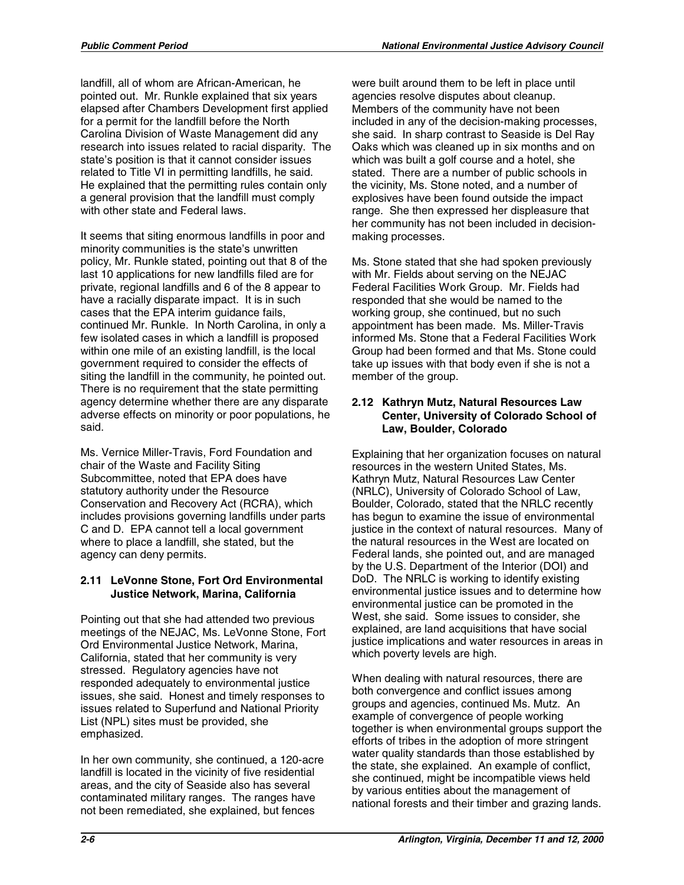landfill, all of whom are African-American, he pointed out. Mr. Runkle explained that six years elapsed after Chambers Development first applied for a permit for the landfill before the North Carolina Division of Waste Management did any research into issues related to racial disparity. The state's position is that it cannot consider issues related to Title VI in permitting landfills, he said. He explained that the permitting rules contain only a general provision that the landfill must comply with other state and Federal laws.

It seems that siting enormous landfills in poor and minority communities is the state's unwritten policy, Mr. Runkle stated, pointing out that 8 of the last 10 applications for new landfills filed are for private, regional landfills and 6 of the 8 appear to have a racially disparate impact. It is in such cases that the EPA interim guidance fails, continued Mr. Runkle. In North Carolina, in only a few isolated cases in which a landfill is proposed within one mile of an existing landfill, is the local government required to consider the effects of siting the landfill in the community, he pointed out. There is no requirement that the state permitting agency determine whether there are any disparate adverse effects on minority or poor populations, he said.

Ms. Vernice Miller-Travis, Ford Foundation and chair of the Waste and Facility Siting Subcommittee, noted that EPA does have statutory authority under the Resource Conservation and Recovery Act (RCRA), which includes provisions governing landfills under parts C and D. EPA cannot tell a local government where to place a landfill, she stated, but the agency can deny permits.

### 2.11 LeVonne Stone, Fort Ord Environmental Justice Network, Marina, California

Pointing out that she had attended two previous meetings of the NEJAC, Ms. LeVonne Stone, Fort Ord Environmental Justice Network, Marina, California, stated that her community is very stressed. Regulatory agencies have not responded adequately to environmental justice issues, she said. Honest and timely responses to issues related to Superfund and National Priority List (NPL) sites must be provided, she emphasized.

In her own community, she continued, a 120-acre landfill is located in the vicinity of five residential areas, and the city of Seaside also has several contaminated military ranges. The ranges have not been remediated, she explained, but fences were built around them to be left in place until agencies resolve disputes about cleanup. Members of the community have not been included in any of the decision-making processes, she said. In sharp contrast to Seaside is Del Ray Oaks which was cleaned up in six months and on which was built a golf course and a hotel, she stated. There are a number of public schools in the vicinity, Ms. Stone noted, and a number of explosives have been found outside the impact range. She then expressed her displeasure that her community has not been included in decision-making processes.

Ms. Stone stated that she had spoken previously with Mr. Fields about serving on the NEJAC Federal Facilities Work Group. Mr. Fields had responded that she would be named to the working group, she continued, but no such appointment has been made. Ms. Miller-Travis informed Ms. Stone that a Federal Facilities Work Group had been formed and that Ms. Stone could take up issues with that body even if she is not a member of the group.

### 2.12 Kathryn Mutz, Natural Resources Law Center, University of Colorado School of Law, Boulder, Colorado

Explaining that her organization focuses on natural resources in the western United States, Ms. Kathryn Mutz, Natural Resources Law Center (NRLC), University of Colorado School of Law, Boulder, Colorado, stated that the NRLC recently has begun to examine the issue of environmental justice in the context of natural resources. Many of the natural resources in the West are located on Federal lands, she pointed out, and are managed by the U.S. Department of the Interior (DOI) and DoD. The NRLC is working to identify existing environmental justice issues and to determine how environmental justice can be promoted in the West, she said. Some issues to consider, she explained, are land acquisitions that have social justice implications and water resources in areas in which poverty levels are high.

When dealing with natural resources, there are both convergence and conflict issues among groups and agencies, continued Ms. Mutz. An example of convergence of people working together is when environmental groups support the efforts of tribes in the adoption of more stringent water quality standards than those established by the state, she explained. An example of conflict, she continued, might be incompatible views held by various entities about the management of national forests and their timber and grazing lands.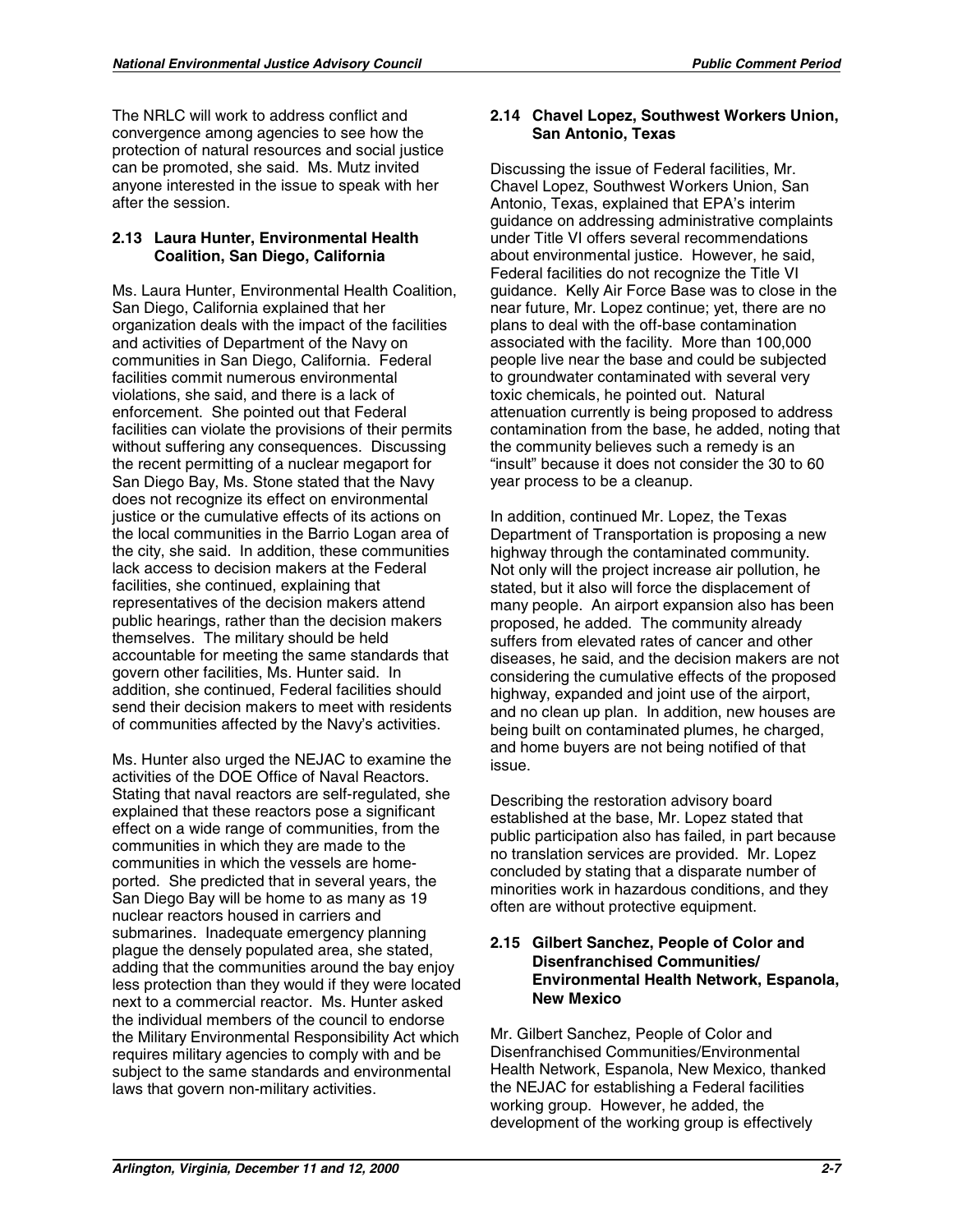The NRLC will work to address conflict and convergence among agencies to see how the protection of natural resources and social justice can be promoted, she said. Ms. Mutz invited anyone interested in the issue to speak with her after the session.

### 2.13 Laura Hunter, Environmental Health Coalition, San Diego, California

Ms. Laura Hunter, Environmental Health Coalition, San Diego, California explained that her organization deals with the impact of the facilities and activities of Department of the Navy on communities in San Diego, California. Federal facilities commit numerous environmental violations, she said, and there is a lack of enforcement. She pointed out that Federal facilities can violate the provisions of their permits without suffering any consequences. Discussing the recent permitting of a nuclear megaport for San Diego Bay, Ms. Stone stated that the Navy does not recognize its effect on environmental justice or the cumulative effects of its actions on the local communities in the Barrio Logan area of the city, she said. In addition, these communities lack access to decision makers at the Federal facilities, she continued, explaining that representatives of the decision makers attend public hearings, rather than the decision makers themselves. The military should be held accountable for meeting the same standards that govern other facilities, Ms. Hunter said. In addition, she continued, Federal facilities should send their decision makers to meet with residents of communities affected by the Navy's activities.

Ms. Hunter also urged the NEJAC to examine the activities of the DOE Office of Naval Reactors. Stating that naval reactors are self-regulated, she explained that these reactors pose a significant effect on a wide range of communities, from the communities in which they are made to the communities in which the vessels are home-ported. She predicted that in several years, the San Diego Bay will be home to as many as 19 nuclear reactors housed in carriers and submarines. Inadequate emergency planning plague the densely populated area, she stated, adding that the communities around the bay enjoy less protection than they would if they were located next to a commercial reactor. Ms. Hunter asked the individual members of the council to endorse the Military Environmental Responsibility Act which requires military agencies to comply with and be subject to the same standards and environmental laws that govern non-military activities.

### 2.14 Chavel Lopez, Southwest Workers Union, San Antonio, Texas

Discussing the issue of Federal facilities, Mr. Chavel Lopez, Southwest Workers Union, San Antonio, Texas, explained that EPA's interim guidance on addressing administrative complaints under Title VI offers several recommendations about environmental justice. However, he said, Federal facilities do not recognize the Title VI guidance. Kelly Air Force Base was to close in the near future, Mr. Lopez continue; yet, there are no plans to deal with the off-base contamination associated with the facility. More than 100,000 people live near the base and could be subjected to groundwater contaminated with several very toxic chemicals, he pointed out. Natural attenuation currently is being proposed to address contamination from the base, he added, noting that the community believes such a remedy is an "insult" because it does not consider the 30 to 60 year process to be a cleanup.

In addition, continued Mr. Lopez, the Texas Department of Transportation is proposing a new highway through the contaminated community. Not only will the project increase air pollution, he stated, but it also will force the displacement of many people. An airport expansion also has been proposed, he added. The community already suffers from elevated rates of cancer and other diseases, he said, and the decision makers are not considering the cumulative effects of the proposed highway, expanded and joint use of the airport, and no clean up plan. In addition, new houses are being built on contaminated plumes, he charged, and home buyers are not being notified of that issue.

Describing the restoration advisory board established at the base, Mr. Lopez stated that public participation also has failed, in part because no translation services are provided. Mr. Lopez concluded by stating that a disparate number of minorities work in hazardous conditions, and they often are without protective equipment.

### 2.15 Gilbert Sanchez, People of Color and Disenfranchised Communities/ Environmental Health Network, Espanola, New Mexico

Mr. Gilbert Sanchez, People of Color and Disenfranchised Communities/Environmental Health Network, Espanola, New Mexico, thanked the NEJAC for establishing a Federal facilities working group. However, he added, the development of the working group is effectively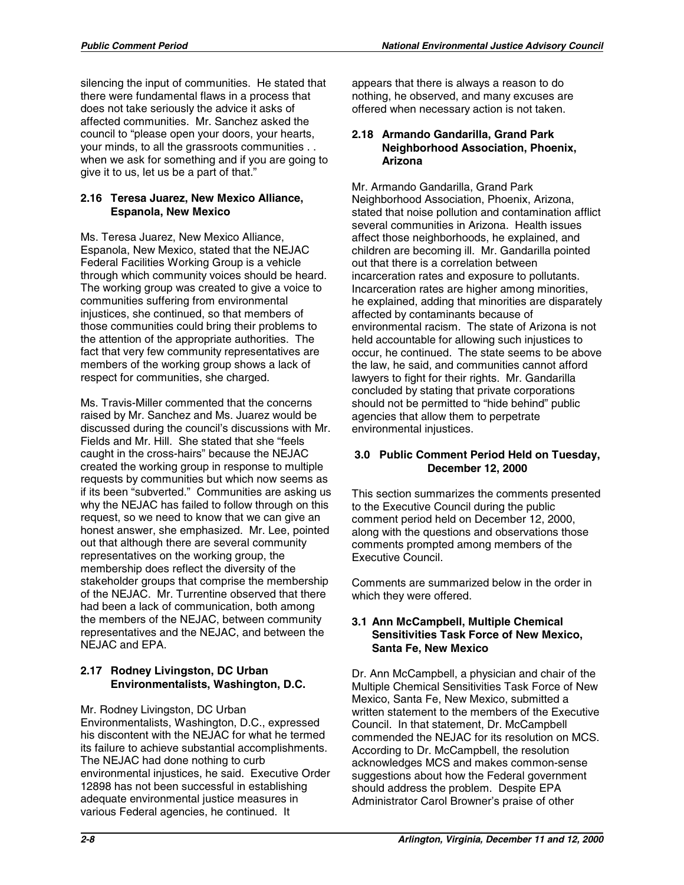silencing the input of communities. He stated that there were fundamental flaws in a process that does not take seriously the advice it asks of affected communities. Mr. Sanchez asked the council to "please open your doors, your hearts, your minds, to all the grassroots communities . . when we ask for something and if you are going to give it to us, let us be a part of that."

### 2.16 Teresa Juarez, New Mexico Alliance, Espanola, New Mexico

Ms. Teresa Juarez, New Mexico Alliance, Espanola, New Mexico, stated that the NEJAC Federal Facilities Working Group is a vehicle through which community voices should be heard. The working group was created to give a voice to communities suffering from environmental injustices, she continued, so that members of those communities could bring their problems to the attention of the appropriate authorities. The fact that very few community representatives are members of the working group shows a lack of respect for communities, she charged.

Ms. Travis-Miller commented that the concerns raised by Mr. Sanchez and Ms. Juarez would be discussed during the council's discussions with Mr. Fields and Mr. Hill. She stated that she "feels caught in the cross-hairs" because the NEJAC created the working group in response to multiple requests by communities but which now seems as if its been "subverted." Communities are asking us why the NEJAC has failed to follow through on this request, so we need to know that we can give an honest answer, she emphasized. Mr. Lee, pointed out that although there are several community representatives on the working group, the membership does reflect the diversity of the stakeholder groups that comprise the membership of the NEJAC. Mr. Turrentine observed that there had been a lack of communication, both among the members of the NEJAC, between community representatives and the NEJAC, and between the NEJAC and EPA.

### 2.17 Rodney Livingston, DC Urban Environmentalists, Washington, D.C.

Mr. Rodney Livingston, DC Urban Environmentalists, Washington, D.C., expressed his discontent with the NEJAC for what he termed its failure to achieve substantial accomplishments. The NEJAC had done nothing to curb environmental injustices, he said. Executive Order 12898 has not been successful in establishing adequate environmental justice measures in various Federal agencies, he continued. It appears that there is always a reason to do nothing, he observed, and many excuses are offered when necessary action is not taken.

### 2.18 Armando Gandarilla, Grand Park Neighborhood Association, Phoenix, Arizona

Mr. Armando Gandarilla, Grand Park Neighborhood Association, Phoenix, Arizona, stated that noise pollution and contamination afflict several communities in Arizona. Health issues affect those neighborhoods, he explained, and children are becoming ill. Mr. Gandarilla pointed out that there is a correlation between incarceration rates and exposure to pollutants. Incarceration rates are higher among minorities, he explained, adding that minorities are disparately affected by contaminants because of environmental racism. The state of Arizona is not held accountable for allowing such injustices to occur, he continued. The state seems to be above the law, he said, and communities cannot afford lawyers to fight for their rights. Mr. Gandarilla concluded by stating that private corporations should not be permitted to "hide behind" public agencies that allow them to perpetrate environmental injustices.

## 3.0 Public Comment Period Held on Tuesday, December 12, 2000

This section summarizes the comments presented to the Executive Council during the public comment period held on December 12, 2000, along with the questions and observations those comments prompted among members of the Executive Council.

Comments are summarized below in the order in which they were offered.

### 3.1 Ann McCampbell, Multiple Chemical Sensitivities Task Force of New Mexico, Santa Fe, New Mexico

Dr. Ann McCampbell, a physician and chair of the Multiple Chemical Sensitivities Task Force of New Mexico, Santa Fe, New Mexico, submitted a written statement to the members of the Executive Council. In that statement, Dr. McCampbell commended the NEJAC for its resolution on MCS. According to Dr. McCampbell, the resolution acknowledges MCS and makes common-sense suggestions about how the Federal government should address the problem. Despite EPA Administrator Carol Browner's praise of other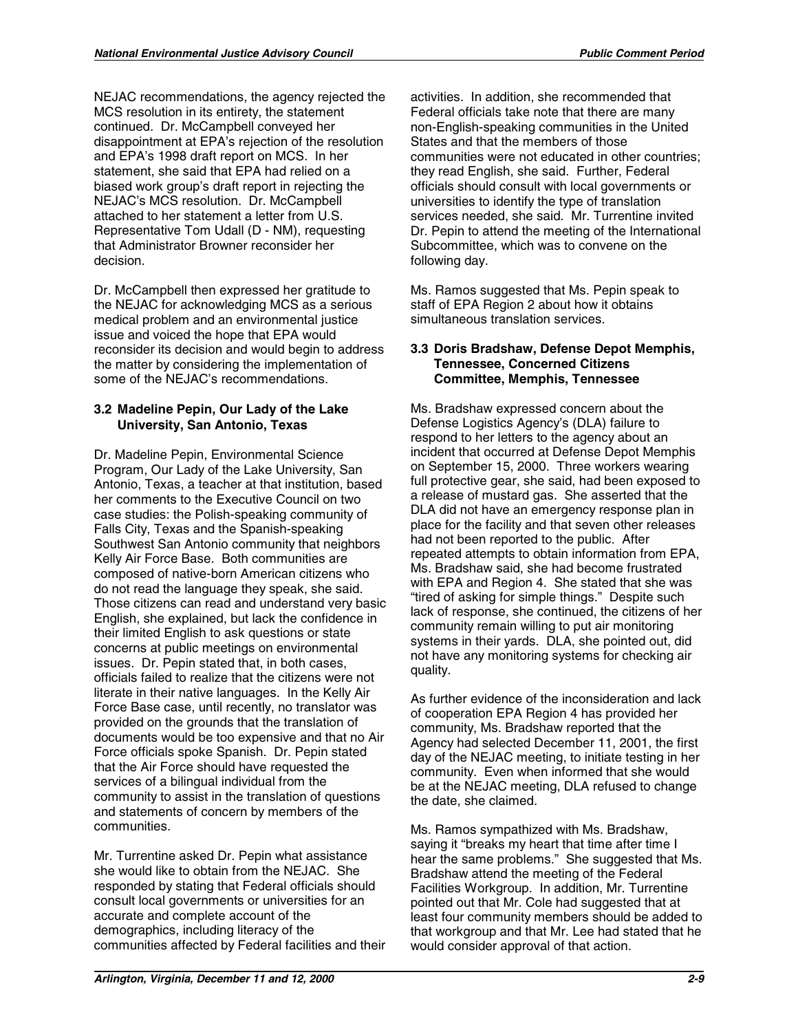NEJAC recommendations, the agency rejected the MCS resolution in its entirety, the statement continued. Dr. McCampbell conveyed her disappointment at EPA's rejection of the resolution and EPA's 1998 draft report on MCS. In her statement, she said that EPA had relied on a biased work group's draft report in rejecting the NEJAC's MCS resolution. Dr. McCampbell attached to her statement a letter from U.S. Representative Tom Udall (D - NM), requesting that Administrator Browner reconsider her decision.

Dr. McCampbell then expressed her gratitude to the NEJAC for acknowledging MCS as a serious medical problem and an environmental justice issue and voiced the hope that EPA would reconsider its decision and would begin to address the matter by considering the implementation of some of the NEJAC's recommendations.

### 3.2 Madeline Pepin, Our Lady of the Lake University, San Antonio, Texas

Dr. Madeline Pepin, Environmental Science Program, Our Lady of the Lake University, San Antonio, Texas, a teacher at that institution, based her comments to the Executive Council on two case studies: the Polish-speaking community of Falls City, Texas and the Spanish-speaking Southwest San Antonio community that neighbors Kelly Air Force Base. Both communities are composed of native-born American citizens who do not read the language they speak, she said. Those citizens can read and understand very basic English, she explained, but lack the confidence in their limited English to ask questions or state concerns at public meetings on environmental issues. Dr. Pepin stated that, in both cases, officials failed to realize that the citizens were not literate in their native languages. In the Kelly Air Force Base case, until recently, no translator was provided on the grounds that the translation of documents would be too expensive and that no Air Force officials spoke Spanish. Dr. Pepin stated that the Air Force should have requested the services of a bilingual individual from the community to assist in the translation of questions and statements of concern by members of the communities.

Mr. Turrentine asked Dr. Pepin what assistance she would like to obtain from the NEJAC. She responded by stating that Federal officials should consult local governments or universities for an accurate and complete account of the demographics, including literacy of the communities affected by Federal facilities and their activities. In addition, she recommended that Federal officials take note that there are many non-English-speaking communities in the United States and that the members of those communities were not educated in other countries; they read English, she said. Further, Federal officials should consult with local governments or universities to identify the type of translation services needed, she said. Mr. Turrentine invited Dr. Pepin to attend the meeting of the International Subcommittee, which was to convene on the following day.

Ms. Ramos suggested that Ms. Pepin speak to staff of EPA Region 2 about how it obtains simultaneous translation services.

### 3.3 Doris Bradshaw, Defense Depot Memphis, Tennessee, Concerned Citizens Committee, Memphis, Tennessee

Ms. Bradshaw expressed concern about the Defense Logistics Agency's (DLA) failure to respond to her letters to the agency about an incident that occurred at Defense Depot Memphis on September 15, 2000. Three workers wearing full protective gear, she said, had been exposed to a release of mustard gas. She asserted that the DLA did not have an emergency response plan in place for the facility and that seven other releases had not been reported to the public. After repeated attempts to obtain information from EPA, Ms. Bradshaw said, she had become frustrated with EPA and Region 4. She stated that she was "tired of asking for simple things." Despite such lack of response, she continued, the citizens of her community remain willing to put air monitoring systems in their yards. DLA, she pointed out, did not have any monitoring systems for checking air quality.

As further evidence of the inconsideration and lack of cooperation EPA Region 4 has provided her community, Ms. Bradshaw reported that the Agency had selected December 11, 2001, the first day of the NEJAC meeting, to initiate testing in her community. Even when informed that she would be at the NEJAC meeting, DLA refused to change the date, she claimed.

Ms. Ramos sympathized with Ms. Bradshaw, saying it "breaks my heart that time after time I hear the same problems." She suggested that Ms. Bradshaw attend the meeting of the Federal Facilities Workgroup. In addition, Mr. Turrentine pointed out that Mr. Cole had suggested that at least four community members should be added to that workgroup and that Mr. Lee had stated that he would consider approval of that action.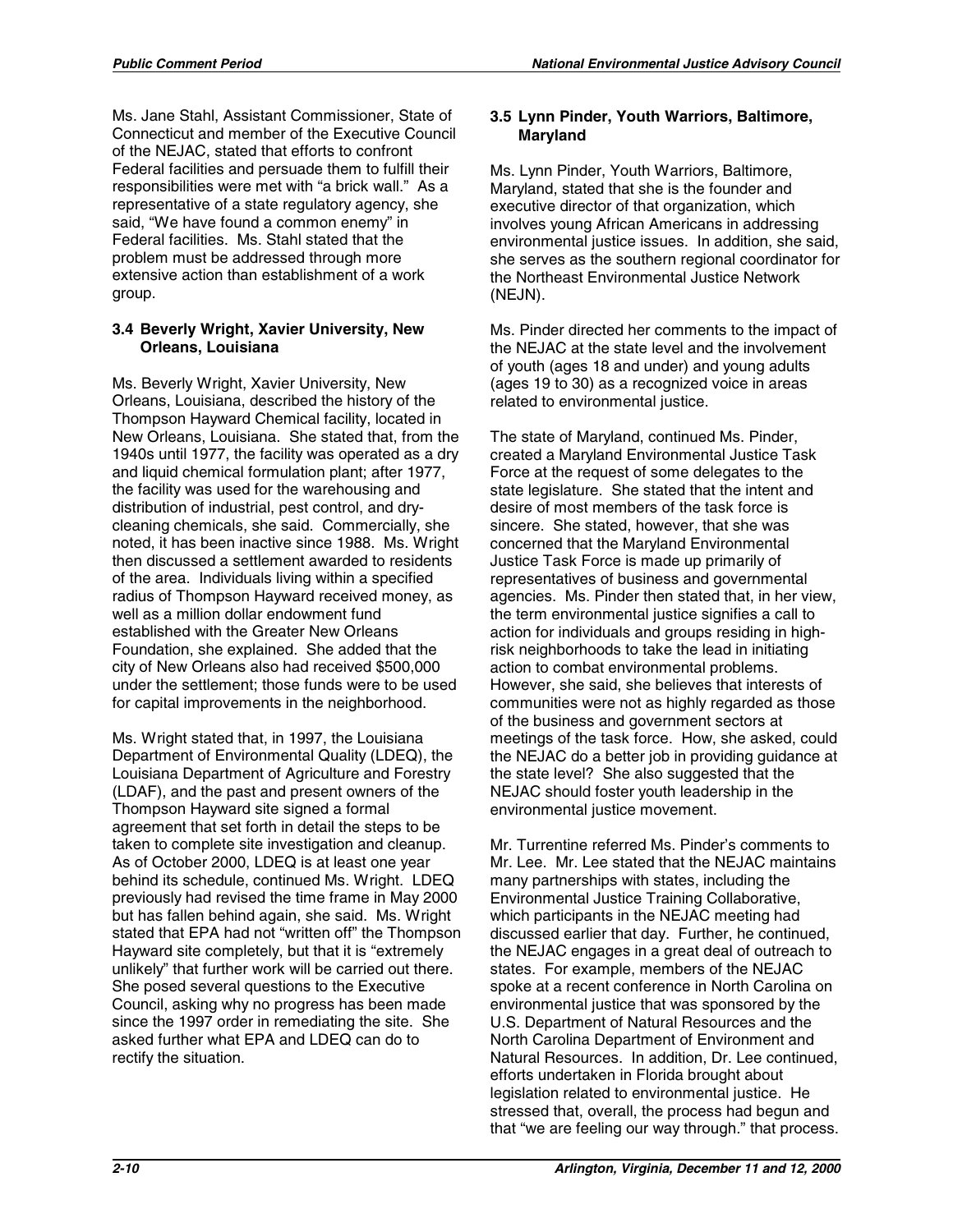Ms. Jane Stahl, Assistant Commissioner, State of Connecticut and member of the Executive Council of the NEJAC, stated that efforts to confront Federal facilities and persuade them to fulfill their responsibilities were met with "a brick wall." As a representative of a state regulatory agency, she said, "We have found a common enemy" in Federal facilities. Ms. Stahl stated that the problem must be addressed through more extensive action than establishment of a work group.

### 3.4 Beverly Wright, Xavier University, New Orleans, Louisiana

Ms. Beverly Wright, Xavier University, New Orleans, Louisiana, described the history of the Thompson Hayward Chemical facility, located in New Orleans, Louisiana. She stated that, from the 1940s until 1977, the facility was operated as a dry and liquid chemical formulation plant; after 1977, the facility was used for the warehousing and distribution of industrial, pest control, and dry-cleaning chemicals, she said. Commercially, she noted, it has been inactive since 1988. Ms. Wright then discussed a settlement awarded to residents of the area. Individuals living within a specified radius of Thompson Hayward received money, as well as a million dollar endowment fund established with the Greater New Orleans Foundation, she explained. She added that the city of New Orleans also had received $500,000 under the settlement; those funds were to be used for capital improvements in the neighborhood.

Ms. Wright stated that, in 1997, the Louisiana Department of Environmental Quality (LDEQ), the Louisiana Department of Agriculture and Forestry (LDAF), and the past and present owners of the Thompson Hayward site signed a formal agreement that set forth in detail the steps to be taken to complete site investigation and cleanup. As of October 2000, LDEQ is at least one year behind its schedule, continued Ms. Wright. LDEQ previously had revised the time frame in May 2000 but has fallen behind again, she said. Ms. Wright stated that EPA had not "written off" the Thompson Hayward site completely, but that it is "extremely unlikely" that further work will be carried out there. She posed several questions to the Executive Council, asking why no progress has been made since the 1997 order in remediating the site. She asked further what EPA and LDEQ can do to rectify the situation.

### 3.5 Lynn Pinder, Youth Warriors, Baltimore, Maryland

Ms. Lynn Pinder, Youth Warriors, Baltimore, Maryland, stated that she is the founder and executive director of that organization, which involves young African Americans in addressing environmental justice issues. In addition, she said, she serves as the southern regional coordinator for the Northeast Environmental Justice Network (NEJN).

Ms. Pinder directed her comments to the impact of the NEJAC at the state level and the involvement of youth (ages 18 and under) and young adults (ages 19 to 30) as a recognized voice in areas related to environmental justice.

The state of Maryland, continued Ms. Pinder, created a Maryland Environmental Justice Task Force at the request of some delegates to the state legislature. She stated that the intent and desire of most members of the task force is sincere. She stated, however, that she was concerned that the Maryland Environmental Justice Task Force is made up primarily of representatives of business and governmental agencies. Ms. Pinder then stated that, in her view, the term environmental justice signifies a call to action for individuals and groups residing in high-risk neighborhoods to take the lead in initiating action to combat environmental problems. However, she said, she believes that interests of communities were not as highly regarded as those of the business and government sectors at meetings of the task force. How, she asked, could the NEJAC do a better job in providing guidance at the state level? She also suggested that the NEJAC should foster youth leadership in the environmental justice movement.

Mr. Turrentine referred Ms. Pinder's comments to Mr. Lee. Mr. Lee stated that the NEJAC maintains many partnerships with states, including the Environmental Justice Training Collaborative, which participants in the NEJAC meeting had discussed earlier that day. Further, he continued, the NEJAC engages in a great deal of outreach to states. For example, members of the NEJAC spoke at a recent conference in North Carolina on environmental justice that was sponsored by the U.S. Department of Natural Resources and the North Carolina Department of Environment and Natural Resources. In addition, Dr. Lee continued, efforts undertaken in Florida brought about legislation related to environmental justice. He stressed that, overall, the process had begun and that "we are feeling our way through." that process.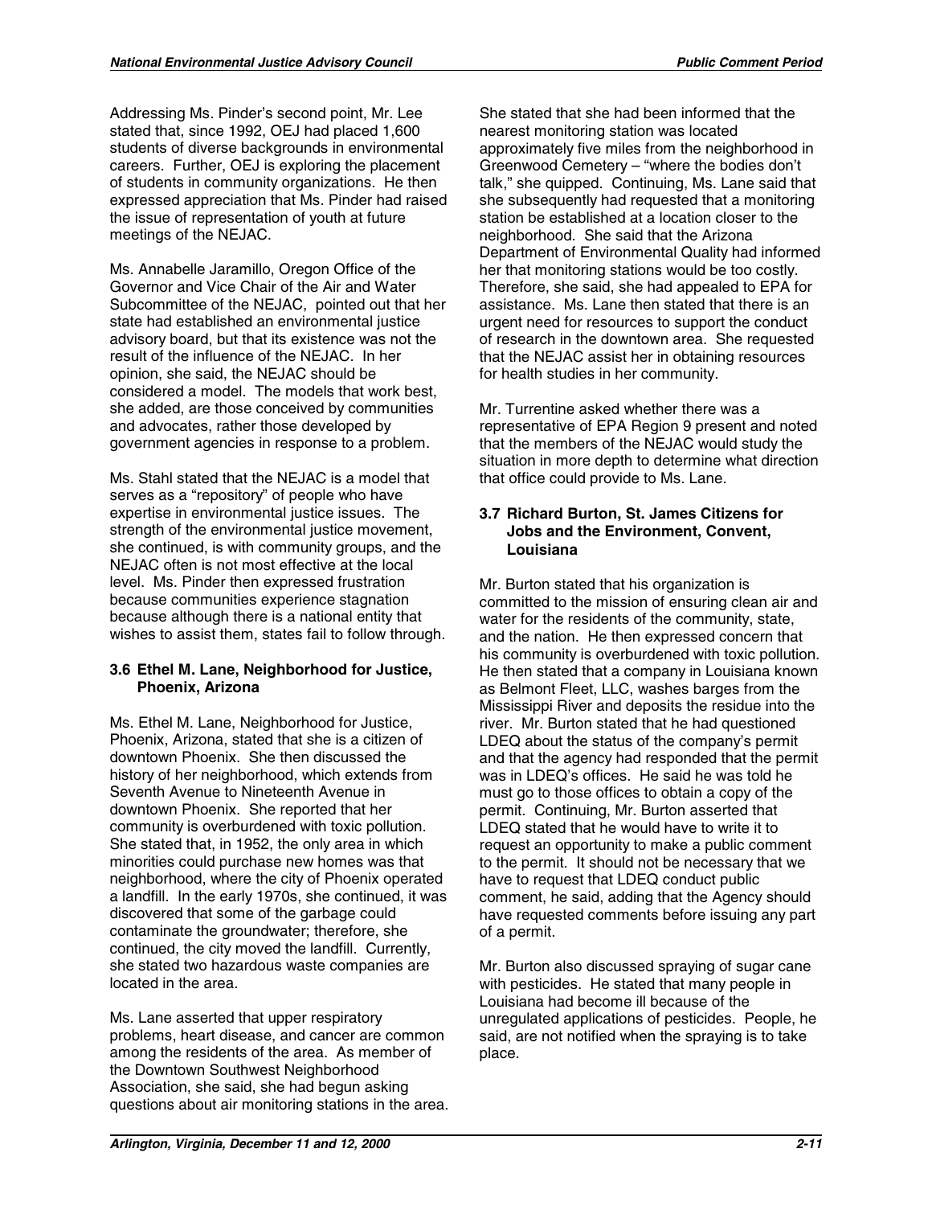Addressing Ms. Pinder's second point, Mr. Lee stated that, since 1992, OEJ had placed 1,600 students of diverse backgrounds in environmental careers. Further, OEJ is exploring the placement of students in community organizations. He then expressed appreciation that Ms. Pinder had raised the issue of representation of youth at future meetings of the NEJAC.

Ms. Annabelle Jaramillo, Oregon Office of the Governor and Vice Chair of the Air and Water Subcommittee of the NEJAC, pointed out that her state had established an environmental justice advisory board, but that its existence was not the result of the influence of the NEJAC. In her opinion, she said, the NEJAC should be considered a model. The models that work best, she added, are those conceived by communities and advocates, rather those developed by government agencies in response to a problem.

Ms. Stahl stated that the NEJAC is a model that serves as a "repository" of people who have expertise in environmental justice issues. The strength of the environmental justice movement, she continued, is with community groups, and the NEJAC often is not most effective at the local level. Ms. Pinder then expressed frustration because communities experience stagnation because although there is a national entity that wishes to assist them, states fail to follow through.

### 3.6 Ethel M. Lane, Neighborhood for Justice, Phoenix, Arizona

Ms. Ethel M. Lane, Neighborhood for Justice, Phoenix, Arizona, stated that she is a citizen of downtown Phoenix. She then discussed the history of her neighborhood, which extends from Seventh Avenue to Nineteenth Avenue in downtown Phoenix. She reported that her community is overburdened with toxic pollution. She stated that, in 1952, the only area in which minorities could purchase new homes was that neighborhood, where the city of Phoenix operated a landfill. In the early 1970s, she continued, it was discovered that some of the garbage could contaminate the groundwater; therefore, she continued, the city moved the landfill. Currently, she stated two hazardous waste companies are located in the area.

Ms. Lane asserted that upper respiratory problems, heart disease, and cancer are common among the residents of the area. As member of the Downtown Southwest Neighborhood Association, she said, she had begun asking questions about air monitoring stations in the area. She stated that she had been informed that the nearest monitoring station was located approximately five miles from the neighborhood in Greenwood Cemetery – "where the bodies don't talk," she quipped. Continuing, Ms. Lane said that she subsequently had requested that a monitoring station be established at a location closer to the neighborhood. She said that the Arizona Department of Environmental Quality had informed her that monitoring stations would be too costly. Therefore, she said, she had appealed to EPA for assistance. Ms. Lane then stated that there is an urgent need for resources to support the conduct of research in the downtown area. She requested that the NEJAC assist her in obtaining resources for health studies in her community.

Mr. Turrentine asked whether there was a representative of EPA Region 9 present and noted that the members of the NEJAC would study the situation in more depth to determine what direction that office could provide to Ms. Lane.

### 3.7 Richard Burton, St. James Citizens for Jobs and the Environment, Convent, Louisiana

Mr. Burton stated that his organization is committed to the mission of ensuring clean air and water for the residents of the community, state, and the nation. He then expressed concern that his community is overburdened with toxic pollution. He then stated that a company in Louisiana known as Belmont Fleet, LLC, washes barges from the Mississippi River and deposits the residue into the river. Mr. Burton stated that he had questioned LDEQ about the status of the company's permit and that the agency had responded that the permit was in LDEQ's offices. He said he was told he must go to those offices to obtain a copy of the permit. Continuing, Mr. Burton asserted that LDEQ stated that he would have to write it to request an opportunity to make a public comment to the permit. It should not be necessary that we have to request that LDEQ conduct public comment, he said, adding that the Agency should have requested comments before issuing any part of a permit.

Mr. Burton also discussed spraying of sugar cane with pesticides. He stated that many people in Louisiana had become ill because of the unregulated applications of pesticides. People, he said, are not notified when the spraying is to take place.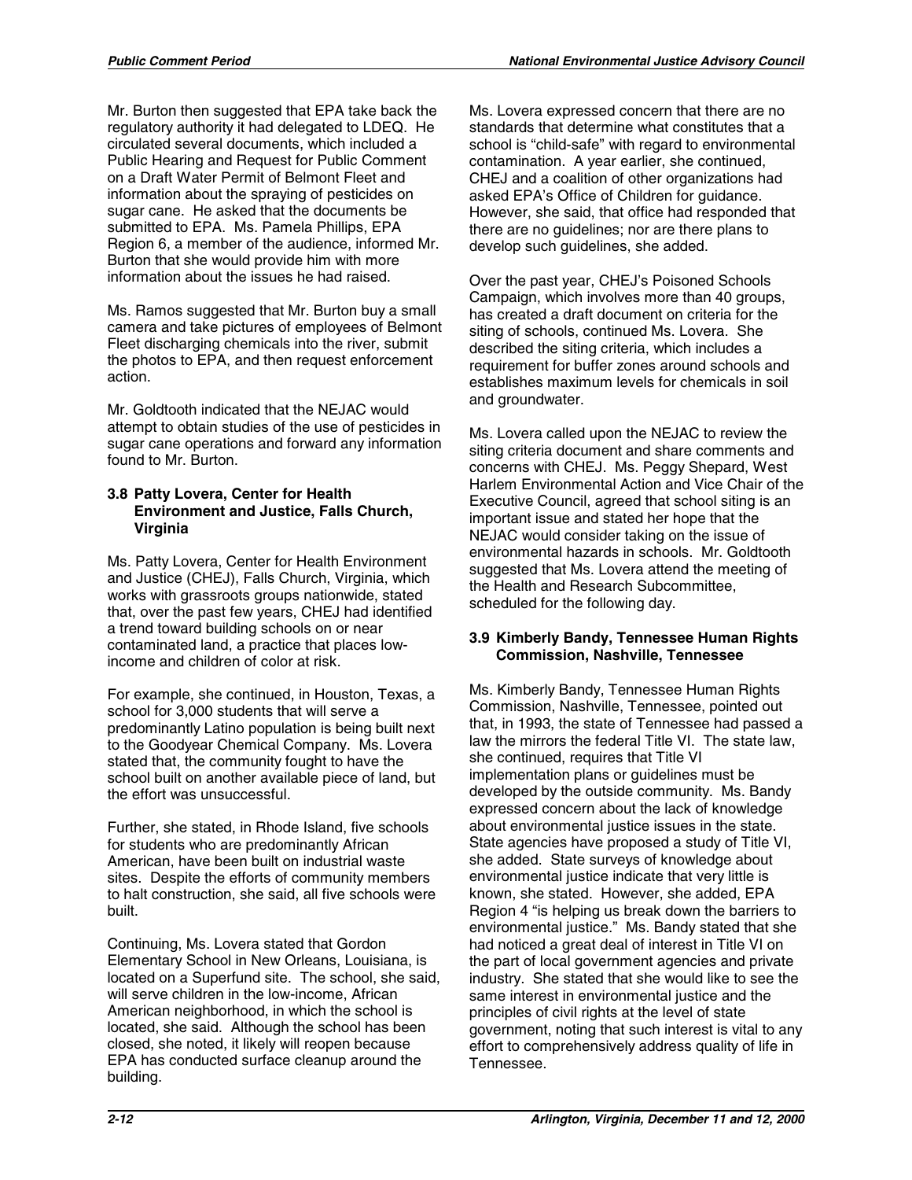Mr. Burton then suggested that EPA take back the regulatory authority it had delegated to LDEQ. He circulated several documents, which included a Public Hearing and Request for Public Comment on a Draft Water Permit of Belmont Fleet and information about the spraying of pesticides on sugar cane. He asked that the documents be submitted to EPA. Ms. Pamela Phillips, EPA Region 6, a member of the audience, informed Mr. Burton that she would provide him with more information about the issues he had raised.

Ms. Ramos suggested that Mr. Burton buy a small camera and take pictures of employees of Belmont Fleet discharging chemicals into the river, submit the photos to EPA, and then request enforcement action.

Mr. Goldtooth indicated that the NEJAC would attempt to obtain studies of the use of pesticides in sugar cane operations and forward any information found to Mr. Burton.

### 3.8 Patty Lovera, Center for Health Environment and Justice, Falls Church, Virginia

Ms. Patty Lovera, Center for Health Environment and Justice (CHEJ), Falls Church, Virginia, which works with grassroots groups nationwide, stated that, over the past few years, CHEJ had identified a trend toward building schools on or near contaminated land, a practice that places low-income and children of color at risk.

For example, she continued, in Houston, Texas, a school for 3,000 students that will serve a predominantly Latino population is being built next to the Goodyear Chemical Company. Ms. Lovera stated that, the community fought to have the school built on another available piece of land, but the effort was unsuccessful.

Further, she stated, in Rhode Island, five schools for students who are predominantly African American, have been built on industrial waste sites. Despite the efforts of community members to halt construction, she said, all five schools were built.

Continuing, Ms. Lovera stated that Gordon Elementary School in New Orleans, Louisiana, is located on a Superfund site. The school, she said, will serve children in the low-income, African American neighborhood, in which the school is located, she said. Although the school has been closed, she noted, it likely will reopen because EPA has conducted surface cleanup around the building.

Ms. Lovera expressed concern that there are no standards that determine what constitutes that a school is "child-safe" with regard to environmental contamination. A year earlier, she continued, CHEJ and a coalition of other organizations had asked EPA's Office of Children for guidance. However, she said, that office had responded that there are no guidelines; nor are there plans to develop such guidelines, she added.

Over the past year, CHEJ's Poisoned Schools Campaign, which involves more than 40 groups, has created a draft document on criteria for the siting of schools, continued Ms. Lovera. She described the siting criteria, which includes a requirement for buffer zones around schools and establishes maximum levels for chemicals in soil and groundwater.

Ms. Lovera called upon the NEJAC to review the siting criteria document and share comments and concerns with CHEJ. Ms. Peggy Shepard, West Harlem Environmental Action and Vice Chair of the Executive Council, agreed that school siting is an important issue and stated her hope that the NEJAC would consider taking on the issue of environmental hazards in schools. Mr. Goldtooth suggested that Ms. Lovera attend the meeting of the Health and Research Subcommittee, scheduled for the following day.

### 3.9 Kimberly Bandy, Tennessee Human Rights Commission, Nashville, Tennessee

Ms. Kimberly Bandy, Tennessee Human Rights Commission, Nashville, Tennessee, pointed out that, in 1993, the state of Tennessee had passed a law the mirrors the federal Title VI. The state law, she continued, requires that Title VI implementation plans or guidelines must be developed by the outside community. Ms. Bandy expressed concern about the lack of knowledge about environmental justice issues in the state. State agencies have proposed a study of Title VI, she added. State surveys of knowledge about environmental justice indicate that very little is known, she stated. However, she added, EPA Region 4 "is helping us break down the barriers to environmental justice." Ms. Bandy stated that she had noticed a great deal of interest in Title VI on the part of local government agencies and private industry. She stated that she would like to see the same interest in environmental justice and the principles of civil rights at the level of state government, noting that such interest is vital to any effort to comprehensively address quality of life in Tennessee.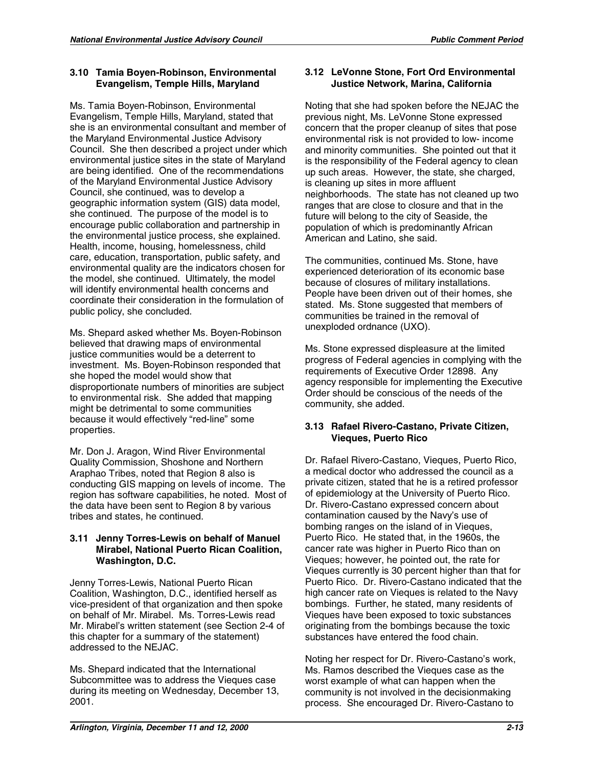### 3.10 Tamia Boyen-Robinson, Environmental Evangelism, Temple Hills, Maryland

Ms. Tamia Boyen-Robinson, Environmental Evangelism, Temple Hills, Maryland, stated that she is an environmental consultant and member of the Maryland Environmental Justice Advisory Council. She then described a project under which environmental justice sites in the state of Maryland are being identified. One of the recommendations of the Maryland Environmental Justice Advisory Council, she continued, was to develop a geographic information system (GIS) data model, she continued. The purpose of the model is to encourage public collaboration and partnership in the environmental justice process, she explained. Health, income, housing, homelessness, child care, education, transportation, public safety, and environmental quality are the indicators chosen for the model, she continued. Ultimately, the model will identify environmental health concerns and coordinate their consideration in the formulation of public policy, she concluded.

Ms. Shepard asked whether Ms. Boyen-Robinson believed that drawing maps of environmental justice communities would be a deterrent to investment. Ms. Boyen-Robinson responded that she hoped the model would show that disproportionate numbers of minorities are subject to environmental risk. She added that mapping might be detrimental to some communities because it would effectively "red-line" some properties.

Mr. Don J. Aragon, Wind River Environmental Quality Commission, Shoshone and Northern Araphao Tribes, noted that Region 8 also is conducting GIS mapping on levels of income. The region has software capabilities, he noted. Most of the data have been sent to Region 8 by various tribes and states, he continued.

### 3.11 Jenny Torres-Lewis on behalf of Manuel Mirabel, National Puerto Rican Coalition, Washington, D.C.

Jenny Torres-Lewis, National Puerto Rican Coalition, Washington, D.C., identified herself as vice-president of that organization and then spoke on behalf of Mr. Mirabel. Ms. Torres-Lewis read Mr. Mirabel's written statement (see Section 2-4 of this chapter for a summary of the statement) addressed to the NEJAC.

Ms. Shepard indicated that the International Subcommittee was to address the Vieques case during its meeting on Wednesday, December 13, 2001.

### 3.12 LeVonne Stone, Fort Ord Environmental Justice Network, Marina, California

Noting that she had spoken before the NEJAC the previous night, Ms. LeVonne Stone expressed concern that the proper cleanup of sites that pose environmental risk is not provided to low- income and minority communities. She pointed out that it is the responsibility of the Federal agency to clean up such areas. However, the state, she charged, is cleaning up sites in more affluent neighborhoods. The state has not cleaned up two ranges that are close to closure and that in the future will belong to the city of Seaside, the population of which is predominantly African American and Latino, she said.

The communities, continued Ms. Stone, have experienced deterioration of its economic base because of closures of military installations. People have been driven out of their homes, she stated. Ms. Stone suggested that members of communities be trained in the removal of unexploded ordnance (UXO).

Ms. Stone expressed displeasure at the limited progress of Federal agencies in complying with the requirements of Executive Order 12898. Any agency responsible for implementing the Executive Order should be conscious of the needs of the community, she added.

### 3.13 Rafael Rivero-Castano, Private Citizen, Vieques, Puerto Rico

Dr. Rafael Rivero-Castano, Vieques, Puerto Rico, a medical doctor who addressed the council as a private citizen, stated that he is a retired professor of epidemiology at the University of Puerto Rico. Dr. Rivero-Castano expressed concern about contamination caused by the Navy's use of bombing ranges on the island of in Vieques, Puerto Rico. He stated that, in the 1960s, the cancer rate was higher in Puerto Rico than on Vieques; however, he pointed out, the rate for Vieques currently is 30 percent higher than that for Puerto Rico. Dr. Rivero-Castano indicated that the high cancer rate on Vieques is related to the Navy bombings. Further, he stated, many residents of Vieques have been exposed to toxic substances originating from the bombings because the toxic substances have entered the food chain.

Noting her respect for Dr. Rivero-Castano's work, Ms. Ramos described the Vieques case as the worst example of what can happen when the community is not involved in the decisionmaking process. She encouraged Dr. Rivero-Castano to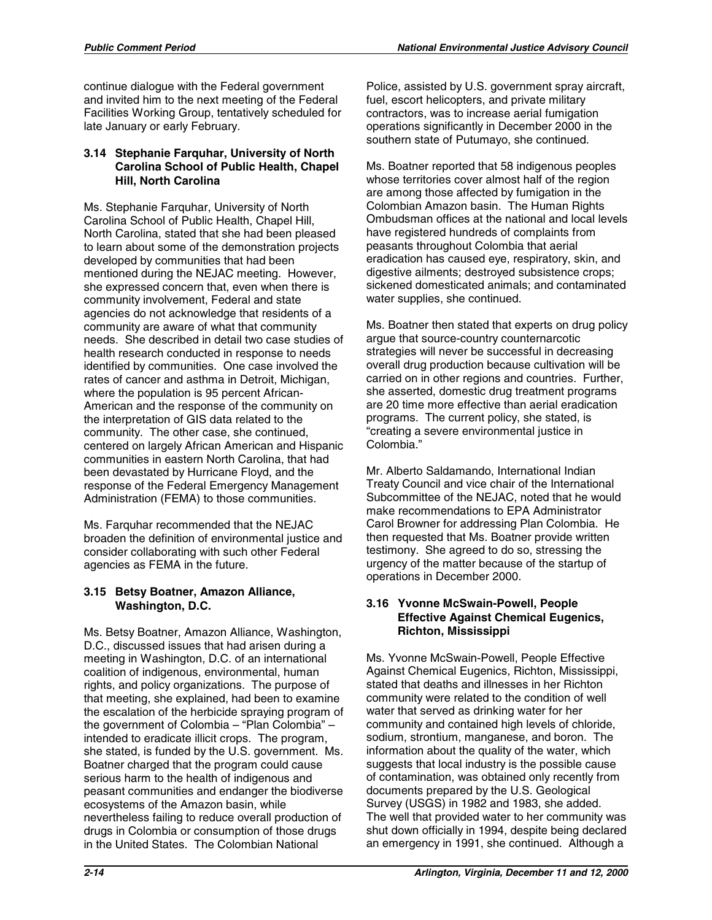continue dialogue with the Federal government and invited him to the next meeting of the Federal Facilities Working Group, tentatively scheduled for late January or early February.

### 3.14 Stephanie Farquhar, University of North Carolina School of Public Health, Chapel Hill, North Carolina

Ms. Stephanie Farquhar, University of North Carolina School of Public Health, Chapel Hill, North Carolina, stated that she had been pleased to learn about some of the demonstration projects developed by communities that had been mentioned during the NEJAC meeting. However, she expressed concern that, even when there is community involvement, Federal and state agencies do not acknowledge that residents of a community are aware of what that community needs. She described in detail two case studies of health research conducted in response to needs identified by communities. One case involved the rates of cancer and asthma in Detroit, Michigan, where the population is 95 percent African-American and the response of the community on the interpretation of GIS data related to the community. The other case, she continued, centered on largely African American and Hispanic communities in eastern North Carolina, that had been devastated by Hurricane Floyd, and the response of the Federal Emergency Management Administration (FEMA) to those communities.

Ms. Farquhar recommended that the NEJAC broaden the definition of environmental justice and consider collaborating with such other Federal agencies as FEMA in the future.

### 3.15 Betsy Boatner, Amazon Alliance, Washington, D.C.

Ms. Betsy Boatner, Amazon Alliance, Washington, D.C., discussed issues that had arisen during a meeting in Washington, D.C. of an international coalition of indigenous, environmental, human rights, and policy organizations. The purpose of that meeting, she explained, had been to examine the escalation of the herbicide spraying program of the government of Colombia – "Plan Colombia" – intended to eradicate illicit crops. The program, she stated, is funded by the U.S. government. Ms. Boatner charged that the program could cause serious harm to the health of indigenous and peasant communities and endanger the biodiverse ecosystems of the Amazon basin, while nevertheless failing to reduce overall production of drugs in Colombia or consumption of those drugs in the United States. The Colombian National Police, assisted by U.S. government spray aircraft, fuel, escort helicopters, and private military contractors, was to increase aerial fumigation operations significantly in December 2000 in the southern state of Putumayo, she continued.

Ms. Boatner reported that 58 indigenous peoples whose territories cover almost half of the region are among those affected by fumigation in the Colombian Amazon basin. The Human Rights Ombudsman offices at the national and local levels have registered hundreds of complaints from peasants throughout Colombia that aerial eradication has caused eye, respiratory, skin, and digestive ailments; destroyed subsistence crops; sickened domesticated animals; and contaminated water supplies, she continued.

Ms. Boatner then stated that experts on drug policy argue that source-country counternarcotic strategies will never be successful in decreasing overall drug production because cultivation will be carried on in other regions and countries. Further, she asserted, domestic drug treatment programs are 20 time more effective than aerial eradication programs. The current policy, she stated, is "creating a severe environmental justice in Colombia."

Mr. Alberto Saldamando, International Indian Treaty Council and vice chair of the International Subcommittee of the NEJAC, noted that he would make recommendations to EPA Administrator Carol Browner for addressing Plan Colombia. He then requested that Ms. Boatner provide written testimony. She agreed to do so, stressing the urgency of the matter because of the startup of operations in December 2000.

### 3.16 Yvonne McSwain-Powell, People Effective Against Chemical Eugenics, Richton, Mississippi

Ms. Yvonne McSwain-Powell, People Effective Against Chemical Eugenics, Richton, Mississippi, stated that deaths and illnesses in her Richton community were related to the condition of well water that served as drinking water for her community and contained high levels of chloride, sodium, strontium, manganese, and boron. The information about the quality of the water, which suggests that local industry is the possible cause of contamination, was obtained only recently from documents prepared by the U.S. Geological Survey (USGS) in 1982 and 1983, she added. The well that provided water to her community was shut down officially in 1994, despite being declared an emergency in 1991, she continued. Although a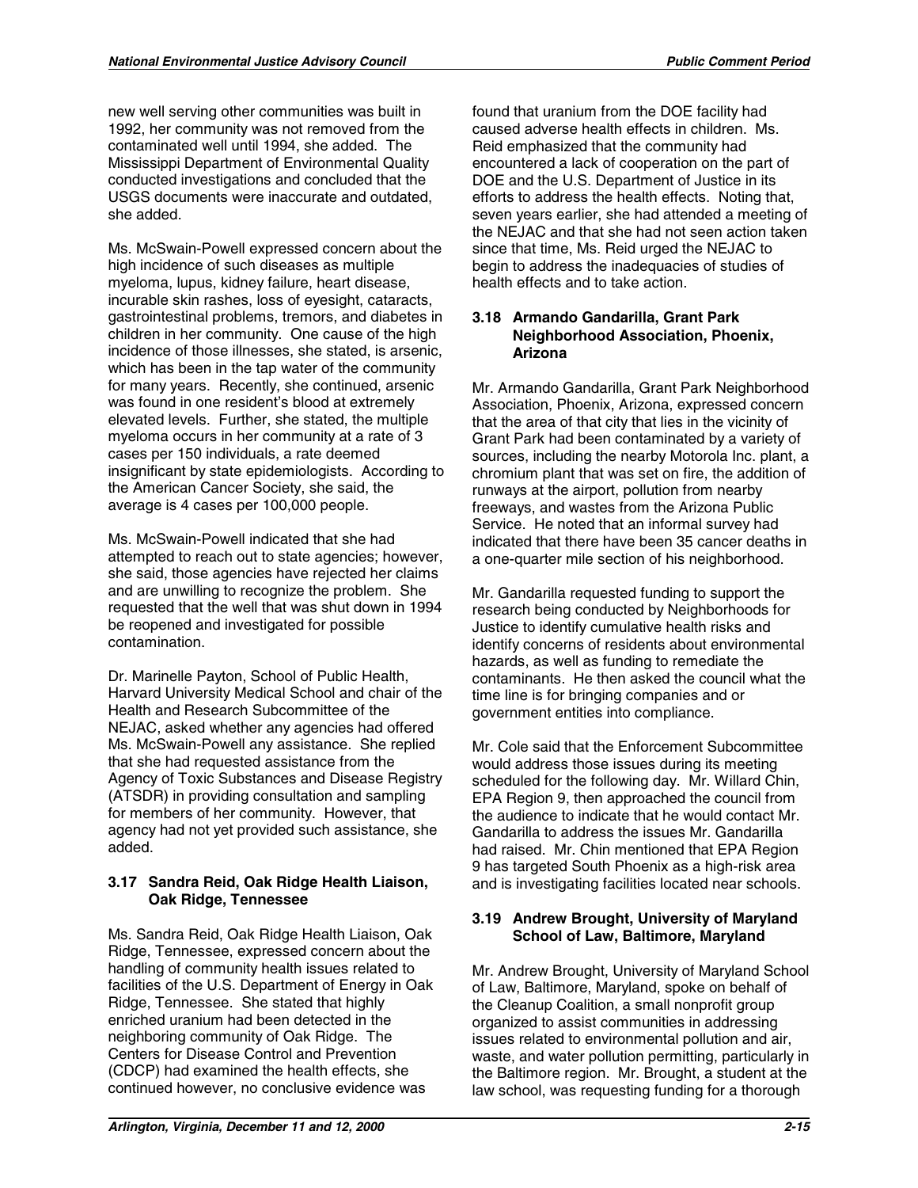new well serving other communities was built in 1992, her community was not removed from the contaminated well until 1994, she added. The Mississippi Department of Environmental Quality conducted investigations and concluded that the USGS documents were inaccurate and outdated, she added.

Ms. McSwain-Powell expressed concern about the high incidence of such diseases as multiple myeloma, lupus, kidney failure, heart disease, incurable skin rashes, loss of eyesight, cataracts, gastrointestinal problems, tremors, and diabetes in children in her community. One cause of the high incidence of those illnesses, she stated, is arsenic, which has been in the tap water of the community for many years. Recently, she continued, arsenic was found in one resident's blood at extremely elevated levels. Further, she stated, the multiple myeloma occurs in her community at a rate of 3 cases per 150 individuals, a rate deemed insignificant by state epidemiologists. According to the American Cancer Society, she said, the average is 4 cases per 100,000 people.

Ms. McSwain-Powell indicated that she had attempted to reach out to state agencies; however, she said, those agencies have rejected her claims and are unwilling to recognize the problem. She requested that the well that was shut down in 1994 be reopened and investigated for possible contamination.

Dr. Marinelle Payton, School of Public Health, Harvard University Medical School and chair of the Health and Research Subcommittee of the NEJAC, asked whether any agencies had offered Ms. McSwain-Powell any assistance. She replied that she had requested assistance from the Agency of Toxic Substances and Disease Registry (ATSDR) in providing consultation and sampling for members of her community. However, that agency had not yet provided such assistance, she added.

### 3.17 Sandra Reid, Oak Ridge Health Liaison, Oak Ridge, Tennessee

Ms. Sandra Reid, Oak Ridge Health Liaison, Oak Ridge, Tennessee, expressed concern about the handling of community health issues related to facilities of the U.S. Department of Energy in Oak Ridge, Tennessee. She stated that highly enriched uranium had been detected in the neighboring community of Oak Ridge. The Centers for Disease Control and Prevention (CDCP) had examined the health effects, she continued however, no conclusive evidence was found that uranium from the DOE facility had caused adverse health effects in children. Ms. Reid emphasized that the community had encountered a lack of cooperation on the part of DOE and the U.S. Department of Justice in its efforts to address the health effects. Noting that, seven years earlier, she had attended a meeting of the NEJAC and that she had not seen action taken since that time, Ms. Reid urged the NEJAC to begin to address the inadequacies of studies of health effects and to take action.

### 3.18 Armando Gandarilla, Grant Park Neighborhood Association, Phoenix, Arizona

Mr. Armando Gandarilla, Grant Park Neighborhood Association, Phoenix, Arizona, expressed concern that the area of that city that lies in the vicinity of Grant Park had been contaminated by a variety of sources, including the nearby Motorola Inc. plant, a chromium plant that was set on fire, the addition of runways at the airport, pollution from nearby freeways, and wastes from the Arizona Public Service. He noted that an informal survey had indicated that there have been 35 cancer deaths in a one-quarter mile section of his neighborhood.

Mr. Gandarilla requested funding to support the research being conducted by Neighborhoods for Justice to identify cumulative health risks and identify concerns of residents about environmental hazards, as well as funding to remediate the contaminants. He then asked the council what the time line is for bringing companies and or government entities into compliance.

Mr. Cole said that the Enforcement Subcommittee would address those issues during its meeting scheduled for the following day. Mr. Willard Chin, EPA Region 9, then approached the council from the audience to indicate that he would contact Mr. Gandarilla to address the issues Mr. Gandarilla had raised. Mr. Chin mentioned that EPA Region 9 has targeted South Phoenix as a high-risk area and is investigating facilities located near schools.

### 3.19 Andrew Brought, University of Maryland School of Law, Baltimore, Maryland

Mr. Andrew Brought, University of Maryland School of Law, Baltimore, Maryland, spoke on behalf of the Cleanup Coalition, a small nonprofit group organized to assist communities in addressing issues related to environmental pollution and air, waste, and water pollution permitting, particularly in the Baltimore region. Mr. Brought, a student at the law school, was requesting funding for a thorough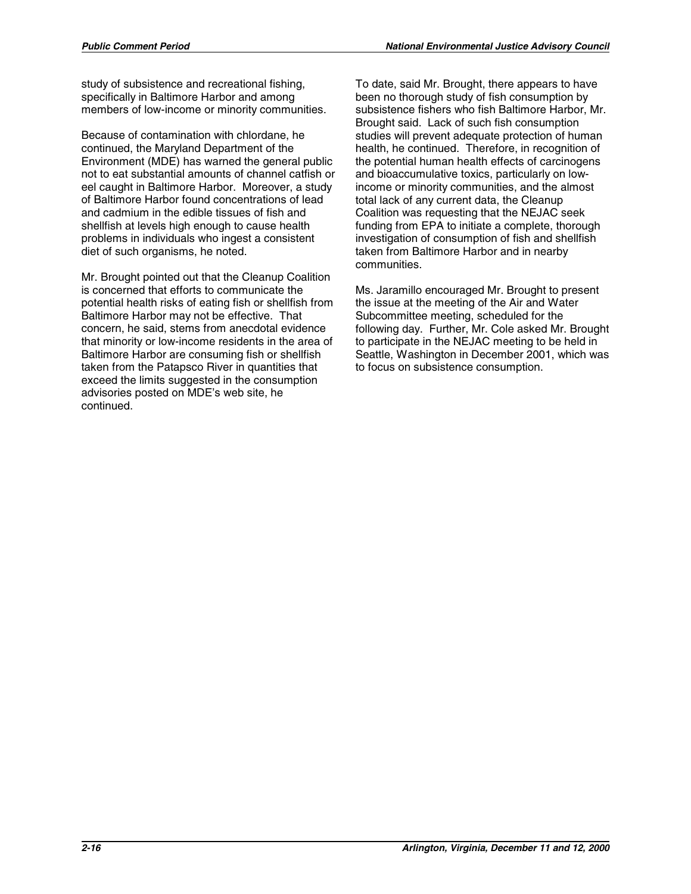study of subsistence and recreational fishing, specifically in Baltimore Harbor and among members of low-income or minority communities.

Because of contamination with chlordane, he continued, the Maryland Department of the Environment (MDE) has warned the general public not to eat substantial amounts of channel catfish or eel caught in Baltimore Harbor. Moreover, a study of Baltimore Harbor found concentrations of lead and cadmium in the edible tissues of fish and shellfish at levels high enough to cause health problems in individuals who ingest a consistent diet of such organisms, he noted.

Mr. Brought pointed out that the Cleanup Coalition is concerned that efforts to communicate the potential health risks of eating fish or shellfish from Baltimore Harbor may not be effective. That concern, he said, stems from anecdotal evidence that minority or low-income residents in the area of Baltimore Harbor are consuming fish or shellfish taken from the Patapsco River in quantities that exceed the limits suggested in the consumption advisories posted on MDE's web site, he continued.

To date, said Mr. Brought, there appears to have been no thorough study of fish consumption by subsistence fishers who fish Baltimore Harbor, Mr. Brought said. Lack of such fish consumption studies will prevent adequate protection of human health, he continued. Therefore, in recognition of the potential human health effects of carcinogens and bioaccumulative toxics, particularly on low-income or minority communities, and the almost total lack of any current data, the Cleanup Coalition was requesting that the NEJAC seek funding from EPA to initiate a complete, thorough investigation of consumption of fish and shellfish taken from Baltimore Harbor and in nearby communities.

Ms. Jaramillo encouraged Mr. Brought to present the issue at the meeting of the Air and Water Subcommittee meeting, scheduled for the following day. Further, Mr. Cole asked Mr. Brought to participate in the NEJAC meeting to be held in Seattle, Washington in December 2001, which was to focus on subsistence consumption.